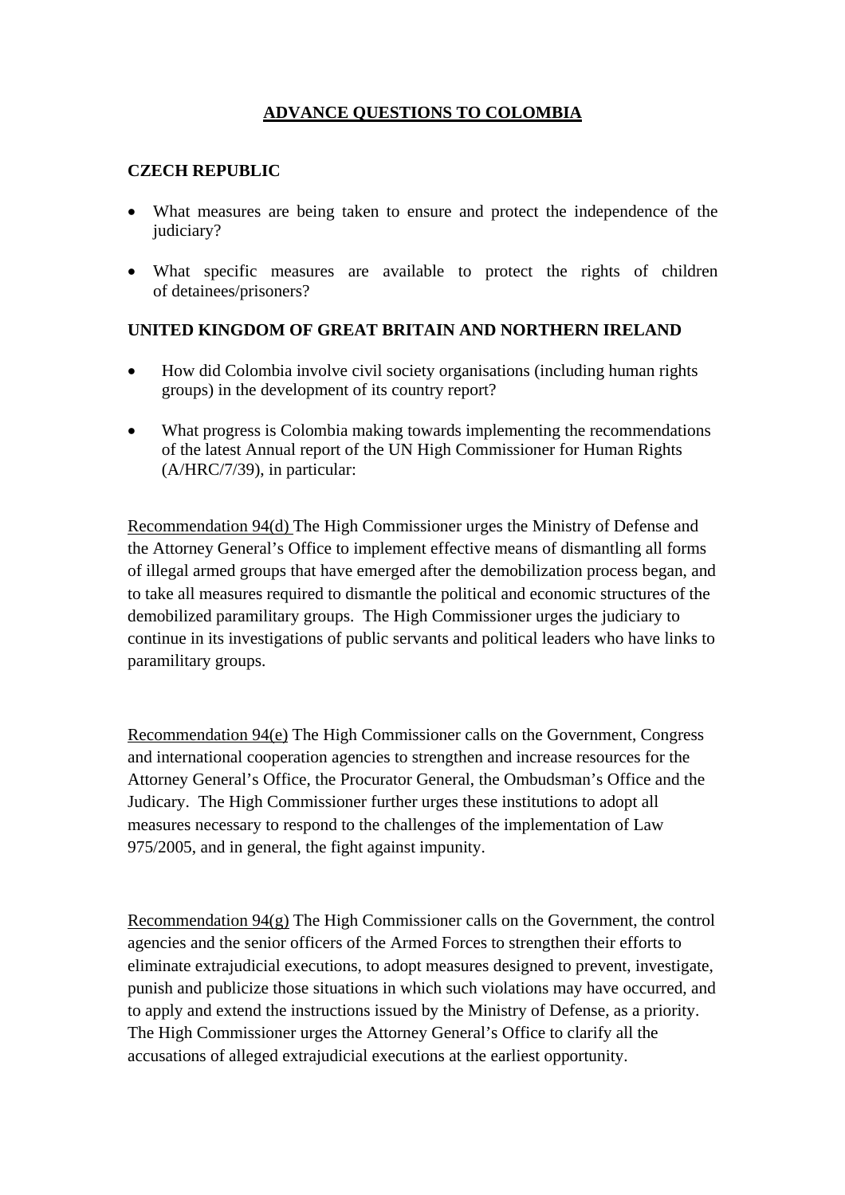# ADVANCE QUESTIONS TO COLOMBIA

## CZECH REPUBLIC

- What measures are being taken to ensure and protect the independence of the judiciary?
- What specific measures are available to protect the rights of children of detainees/prisoners?

## UNITED KINGDOM OF GREAT BRITAIN AND NORTHERN IRELAND

- How did Colombia involve civil society organisations (including human rights groups) in the development of its country report?
- What progress is Colombia making towards implementing the recommendations of the latest Annual report of the UN High Commissioner for Human Rights (A/HRC/7/39), in particular:

Recommendation 94(d) The High Commissioner urges the Ministry of Defense and the Attorney General's Office to implement effective means of dismantling all forms of illegal armed groups that have emerged after the demobilization process began, and to take all measures required to dismantle the political and economic structures of the demobilized paramilitary groups. The High Commissioner urges the judiciary to continue in its investigations of public servants and political leaders who have links to paramilitary groups.

Recommendation 94(e) The High Commissioner calls on the Government, Congress and international cooperation agencies to strengthen and increase resources for the Attorney General's Office, the Procurator General, the Ombudsman's Office and the Judicary. The High Commissioner further urges these institutions to adopt all measures necessary to respond to the challenges of the implementation of Law 975/2005, and in general, the fight against impunity.

Recommendation 94(g) The High Commissioner calls on the Government, the control agencies and the senior officers of the Armed Forces to strengthen their efforts to eliminate extrajudicial executions, to adopt measures designed to prevent, investigate, punish and publicize those situations in which such violations may have occurred, and to apply and extend the instructions issued by the Ministry of Defense, as a priority. The High Commissioner urges the Attorney General's Office to clarify all the accusations of alleged extrajudicial executions at the earliest opportunity.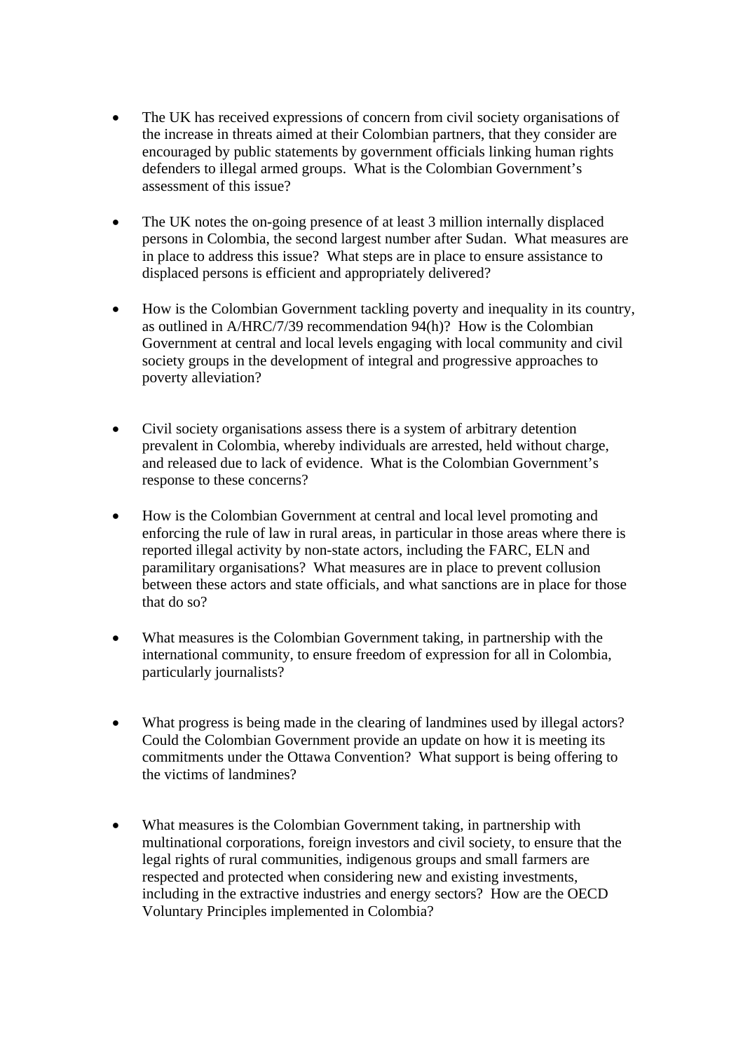- The UK has received expressions of concern from civil society organisations of the increase in threats aimed at their Colombian partners, that they consider are encouraged by public statements by government officials linking human rights defenders to illegal armed groups. What is the Colombian Government's assessment of this issue?

- The UK notes the on-going presence of at least 3 million internally displaced persons in Colombia, the second largest number after Sudan. What measures are in place to address this issue? What steps are in place to ensure assistance to displaced persons is efficient and appropriately delivered?

- How is the Colombian Government tackling poverty and inequality in its country, as outlined in A/HRC/7/39 recommendation 94(h)? How is the Colombian Government at central and local levels engaging with local community and civil society groups in the development of integral and progressive approaches to poverty alleviation?

- Civil society organisations assess there is a system of arbitrary detention prevalent in Colombia, whereby individuals are arrested, held without charge, and released due to lack of evidence. What is the Colombian Government's response to these concerns?

- How is the Colombian Government at central and local level promoting and enforcing the rule of law in rural areas, in particular in those areas where there is reported illegal activity by non-state actors, including the FARC, ELN and paramilitary organisations? What measures are in place to prevent collusion between these actors and state officials, and what sanctions are in place for those that do so?

- What measures is the Colombian Government taking, in partnership with the international community, to ensure freedom of expression for all in Colombia, particularly journalists?

- What progress is being made in the clearing of landmines used by illegal actors? Could the Colombian Government provide an update on how it is meeting its commitments under the Ottawa Convention? What support is being offering to the victims of landmines?

- What measures is the Colombian Government taking, in partnership with multinational corporations, foreign investors and civil society, to ensure that the legal rights of rural communities, indigenous groups and small farmers are respected and protected when considering new and existing investments, including in the extractive industries and energy sectors? How are the OECD Voluntary Principles implemented in Colombia?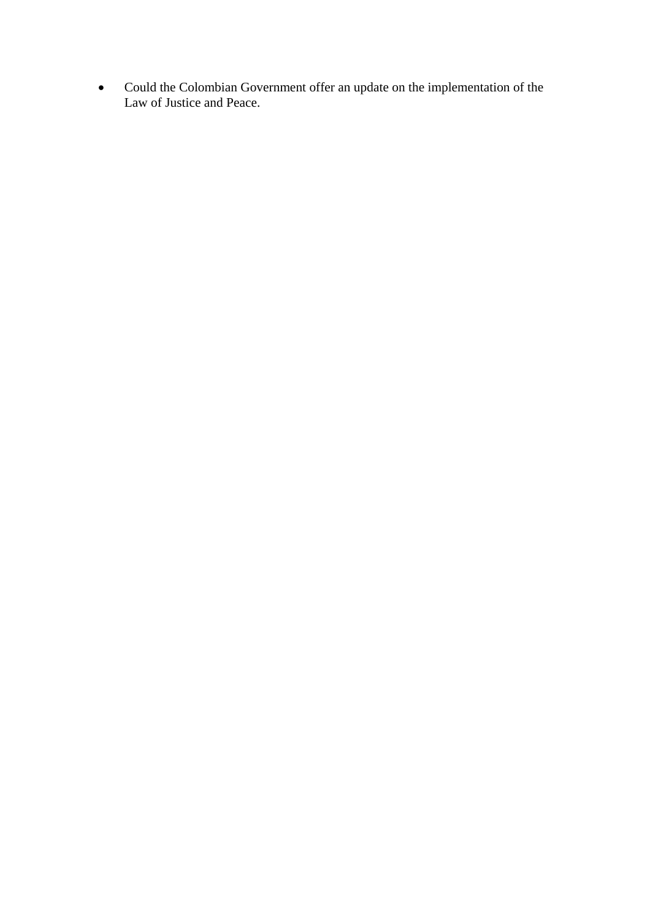- Could the Colombian Government offer an update on the implementation of the Law of Justice and Peace.